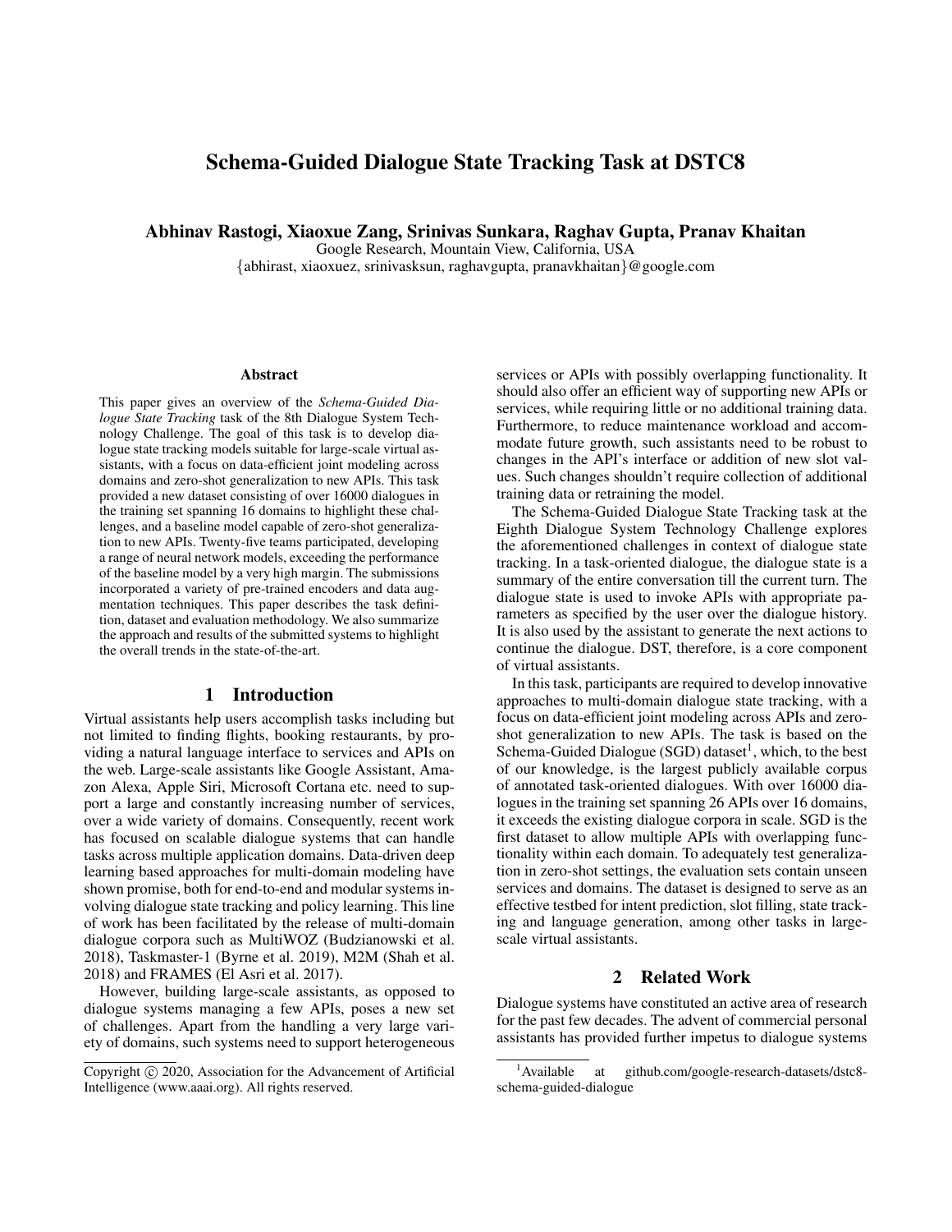# Schema-Guided Dialogue State Tracking Task at DSTC8

**Abhinav Rastogi, Xiaoxue Zang, Srinivas Sunkara, Raghav Gupta, Pranav Khaitan**

Google Research, Mountain View, California, USA

{abhirast, xiaoxuez, srinivasksun, raghavgupta, pranavkhaitan}@google.com

### Abstract

This paper gives an overview of the *Schema-Guided Dialogue State Tracking* task of the 8th Dialogue System Technology Challenge. The goal of this task is to develop dialogue state tracking models suitable for large-scale virtual assistants, with a focus on data-efficient joint modeling across domains and zero-shot generalization to new APIs. This task provided a new dataset consisting of over 16000 dialogues in the training set spanning 16 domains to highlight these challenges, and a baseline model capable of zero-shot generalization to new APIs. Twenty-five teams participated, developing a range of neural network models, exceeding the performance of the baseline model by a very high margin. The submissions incorporated a variety of pre-trained encoders and data augmentation techniques. This paper describes the task definition, dataset and evaluation methodology. We also summarize the approach and results of the submitted systems to highlight the overall trends in the state-of-the-art.

## 1 Introduction

Virtual assistants help users accomplish tasks including but not limited to finding flights, booking restaurants, by providing a natural language interface to services and APIs on the web. Large-scale assistants like Google Assistant, Amazon Alexa, Apple Siri, Microsoft Cortana etc. need to support a large and constantly increasing number of services, over a wide variety of domains. Consequently, recent work has focused on scalable dialogue systems that can handle tasks across multiple application domains. Data-driven deep learning based approaches for multi-domain modeling have shown promise, both for end-to-end and modular systems involving dialogue state tracking and policy learning. This line of work has been facilitated by the release of multi-domain dialogue corpora such as MultiWOZ (Budzianowski et al. 2018), Taskmaster-1 (Byrne et al. 2019), M2M (Shah et al. 2018) and FRAMES (El Asri et al. 2017).

However, building large-scale assistants, as opposed to dialogue systems managing a few APIs, poses a new set of challenges. Apart from the handling a very large variety of domains, such systems need to support heterogeneous services or APIs with possibly overlapping functionality. It should also offer an efficient way of supporting new APIs or services, while requiring little or no additional training data. Furthermore, to reduce maintenance workload and accommodate future growth, such assistants need to be robust to changes in the API's interface or addition of new slot values. Such changes shouldn't require collection of additional training data or retraining the model.

The Schema-Guided Dialogue State Tracking task at the Eighth Dialogue System Technology Challenge explores the aforementioned challenges in context of dialogue state tracking. In a task-oriented dialogue, the dialogue state is a summary of the entire conversation till the current turn. The dialogue state is used to invoke APIs with appropriate parameters as specified by the user over the dialogue history. It is also used by the assistant to generate the next actions to continue the dialogue. DST, therefore, is a core component of virtual assistants.

In this task, participants are required to develop innovative approaches to multi-domain dialogue state tracking, with a focus on data-efficient joint modeling across APIs and zero-shot generalization to new APIs. The task is based on the Schema-Guided Dialogue (SGD) dataset[1], which, to the best of our knowledge, is the largest publicly available corpus of annotated task-oriented dialogues. With over 16000 dialogues in the training set spanning 26 APIs over 16 domains, it exceeds the existing dialogue corpora in scale. SGD is the first dataset to allow multiple APIs with overlapping functionality within each domain. To adequately test generalization in zero-shot settings, the evaluation sets contain unseen services and domains. The dataset is designed to serve as an effective testbed for intent prediction, slot filling, state tracking and language generation, among other tasks in large-scale virtual assistants.

## 2 Related Work

Dialogue systems have constituted an active area of research for the past few decades. The advent of commercial personal assistants has provided further impetus to dialogue systems

Copyright © 2020, Association for the Advancement of Artificial Intelligence (www.aaai.org). All rights reserved.

[1] Available at github.com/google-research-datasets/dstc8-schema-guided-dialogue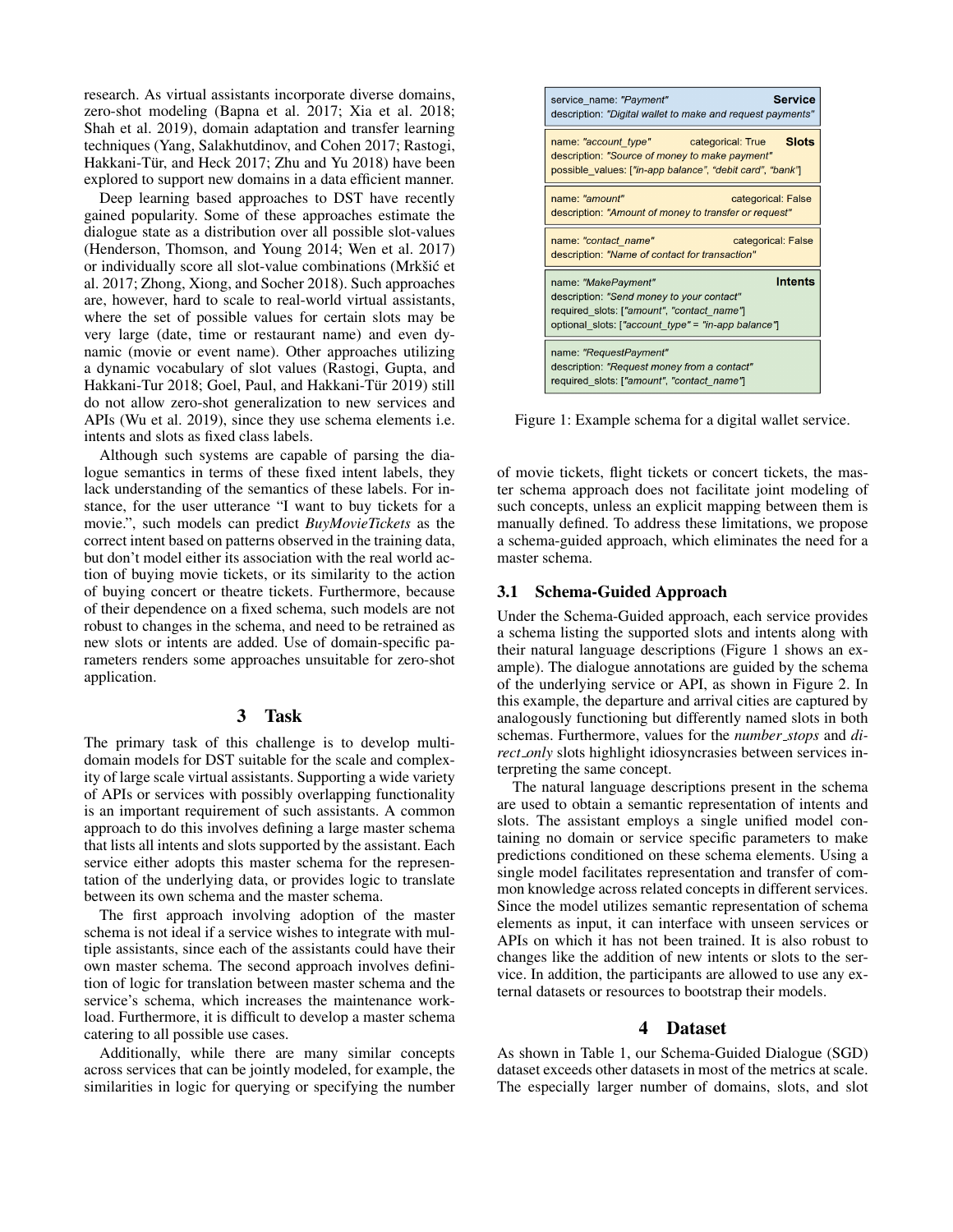research. As virtual assistants incorporate diverse domains, zero-shot modeling (Bapna et al. 2017; Xia et al. 2018; Shah et al. 2019), domain adaptation and transfer learning techniques (Yang, Salakhutdinov, and Cohen 2017; Rastogi, Hakkani-Tür, and Heck 2017; Zhu and Yu 2018) have been explored to support new domains in a data efficient manner.

Deep learning based approaches to DST have recently gained popularity. Some of these approaches estimate the dialogue state as a distribution over all possible slot-values (Henderson, Thomson, and Young 2014; Wen et al. 2017) or individually score all slot-value combinations (Mrkšić et al. 2017; Zhong, Xiong, and Socher 2018). Such approaches are, however, hard to scale to real-world virtual assistants, where the set of possible values for certain slots may be very large (date, time or restaurant name) and even dynamic (movie or event name). Other approaches utilizing a dynamic vocabulary of slot values (Rastogi, Gupta, and Hakkani-Tur 2018; Goel, Paul, and Hakkani-Tür 2019) still do not allow zero-shot generalization to new services and APIs (Wu et al. 2019), since they use schema elements i.e. intents and slots as fixed class labels.

Although such systems are capable of parsing the dialogue semantics in terms of these fixed intent labels, they lack understanding of the semantics of these labels. For instance, for the user utterance "I want to buy tickets for a movie.", such models can predict *BuyMovieTickets* as the correct intent based on patterns observed in the training data, but don't model either its association with the real world action of buying movie tickets, or its similarity to the action of buying concert or theatre tickets. Furthermore, because of their dependence on a fixed schema, such models are not robust to changes in the schema, and need to be retrained as new slots or intents are added. Use of domain-specific parameters renders some approaches unsuitable for zero-shot application.

## 3 Task

The primary task of this challenge is to develop multi-domain models for DST suitable for the scale and complexity of large scale virtual assistants. Supporting a wide variety of APIs or services with possibly overlapping functionality is an important requirement of such assistants. A common approach to do this involves defining a large master schema that lists all intents and slots supported by the assistant. Each service either adopts this master schema for the representation of the underlying data, or provides logic to translate between its own schema and the master schema.

The first approach involving adoption of the master schema is not ideal if a service wishes to integrate with multiple assistants, since each of the assistants could have their own master schema. The second approach involves definition of logic for translation between master schema and the service's schema, which increases the maintenance workload. Furthermore, it is difficult to develop a master schema catering to all possible use cases.

Additionally, while there are many similar concepts across services that can be jointly modeled, for example, the similarities in logic for querying or specifying the number of movie tickets, flight tickets or concert tickets, the master schema approach does not facilitate joint modeling of such concepts, unless an explicit mapping between them is manually defined. To address these limitations, we propose a schema-guided approach, which eliminates the need for a master schema.

| | |
|---|---|
| service_name: *"Payment"*<br>description: *"Digital wallet to make and request payments"* | **Service** |
| name: *"account_type"* categorical: True<br>description: *"Source of money to make payment"*<br>possible_values: [*"in-app balance"*, *"debit card"*, *"bank"*] | **Slots** |
| name: *"amount"* categorical: False<br>description: *"Amount of money to transfer or request"* | |
| name: *"contact_name"* categorical: False<br>description: *"Name of contact for transaction"* | |
| name: *"MakePayment"*<br>description: *"Send money to your contact"*<br>required_slots: [*"amount"*, *"contact_name"*]<br>optional_slots: [*"account_type"* = *"in-app balance"*] | **Intents** |
| name: *"RequestPayment"*<br>description: *"Request money from a contact"*<br>required_slots: [*"amount"*, *"contact_name"*] | |

Figure 1: Example schema for a digital wallet service.

### 3.1 Schema-Guided Approach

Under the Schema-Guided approach, each service provides a schema listing the supported slots and intents along with their natural language descriptions (Figure 1 shows an example). The dialogue annotations are guided by the schema of the underlying service or API, as shown in Figure 2. In this example, the departure and arrival cities are captured by analogously functioning but differently named slots in both schemas. Furthermore, values for the *number_stops* and *direct_only* slots highlight idiosyncrasies between services interpreting the same concept.

The natural language descriptions present in the schema are used to obtain a semantic representation of intents and slots. The assistant employs a single unified model containing no domain or service specific parameters to make predictions conditioned on these schema elements. Using a single model facilitates representation and transfer of common knowledge across related concepts in different services. Since the model utilizes semantic representation of schema elements as input, it can interface with unseen services or APIs on which it has not been trained. It is also robust to changes like the addition of new intents or slots to the service. In addition, the participants are allowed to use any external datasets or resources to bootstrap their models.

## 4 Dataset

As shown in Table 1, our Schema-Guided Dialogue (SGD) dataset exceeds other datasets in most of the metrics at scale. The especially larger number of domains, slots, and slot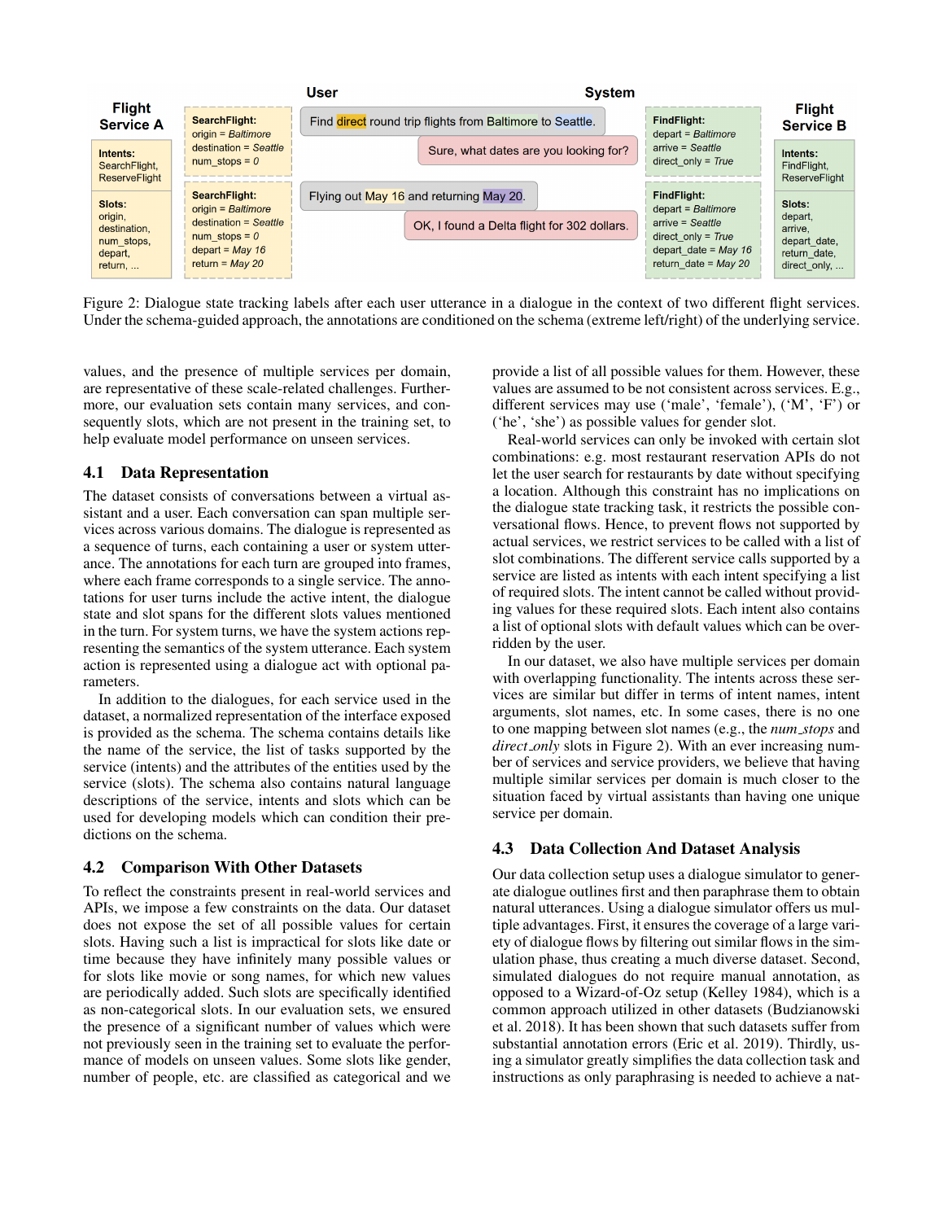Figure 2: Dialogue state tracking labels after each user utterance in a dialogue in the context of two different flight services. Under the schema-guided approach, the annotations are conditioned on the schema (extreme left/right) of the underlying service.

values, and the presence of multiple services per domain, are representative of these scale-related challenges. Furthermore, our evaluation sets contain many services, and consequently slots, which are not present in the training set, to help evaluate model performance on unseen services.

## 4.1 Data Representation

The dataset consists of conversations between a virtual assistant and a user. Each conversation can span multiple services across various domains. The dialogue is represented as a sequence of turns, each containing a user or system utterance. The annotations for each turn are grouped into frames, where each frame corresponds to a single service. The annotations for user turns include the active intent, the dialogue state and slot spans for the different slots values mentioned in the turn. For system turns, we have the system actions representing the semantics of the system utterance. Each system action is represented using a dialogue act with optional parameters.

In addition to the dialogues, for each service used in the dataset, a normalized representation of the interface exposed is provided as the schema. The schema contains details like the name of the service, the list of tasks supported by the service (intents) and the attributes of the entities used by the service (slots). The schema also contains natural language descriptions of the service, intents and slots which can be used for developing models which can condition their predictions on the schema.

## 4.2 Comparison With Other Datasets

To reflect the constraints present in real-world services and APIs, we impose a few constraints on the data. Our dataset does not expose the set of all possible values for certain slots. Having such a list is impractical for slots like date or time because they have infinitely many possible values or for slots like movie or song names, for which new values are periodically added. Such slots are specifically identified as non-categorical slots. In our evaluation sets, we ensured the presence of a significant number of values which were not previously seen in the training set to evaluate the performance of models on unseen values. Some slots like gender, number of people, etc. are classified as categorical and we provide a list of all possible values for them. However, these values are assumed to be not consistent across services. E.g., different services may use ('male', 'female'), ('M', 'F') or ('he', 'she') as possible values for gender slot.

Real-world services can only be invoked with certain slot combinations: e.g. most restaurant reservation APIs do not let the user search for restaurants by date without specifying a location. Although this constraint has no implications on the dialogue state tracking task, it restricts the possible conversational flows. Hence, to prevent flows not supported by actual services, we restrict services to be called with a list of slot combinations. The different service calls supported by a service are listed as intents with each intent specifying a list of required slots. The intent cannot be called without providing values for these required slots. Each intent also contains a list of optional slots with default values which can be overridden by the user.

In our dataset, we also have multiple services per domain with overlapping functionality. The intents across these services are similar but differ in terms of intent names, intent arguments, slot names, etc. In some cases, there is no one to one mapping between slot names (e.g., the *num_stops* and *direct_only* slots in Figure 2). With an ever increasing number of services and service providers, we believe that having multiple similar services per domain is much closer to the situation faced by virtual assistants than having one unique service per domain.

## 4.3 Data Collection And Dataset Analysis

Our data collection setup uses a dialogue simulator to generate dialogue outlines first and then paraphrase them to obtain natural utterances. Using a dialogue simulator offers us multiple advantages. First, it ensures the coverage of a large variety of dialogue flows by filtering out similar flows in the simulation phase, thus creating a much diverse dataset. Second, simulated dialogues do not require manual annotation, as opposed to a Wizard-of-Oz setup (Kelley 1984), which is a common approach utilized in other datasets (Budzianowski et al. 2018). It has been shown that such datasets suffer from substantial annotation errors (Eric et al. 2019). Thirdly, using a simulator greatly simplifies the data collection task and instructions as only paraphrasing is needed to achieve a nat-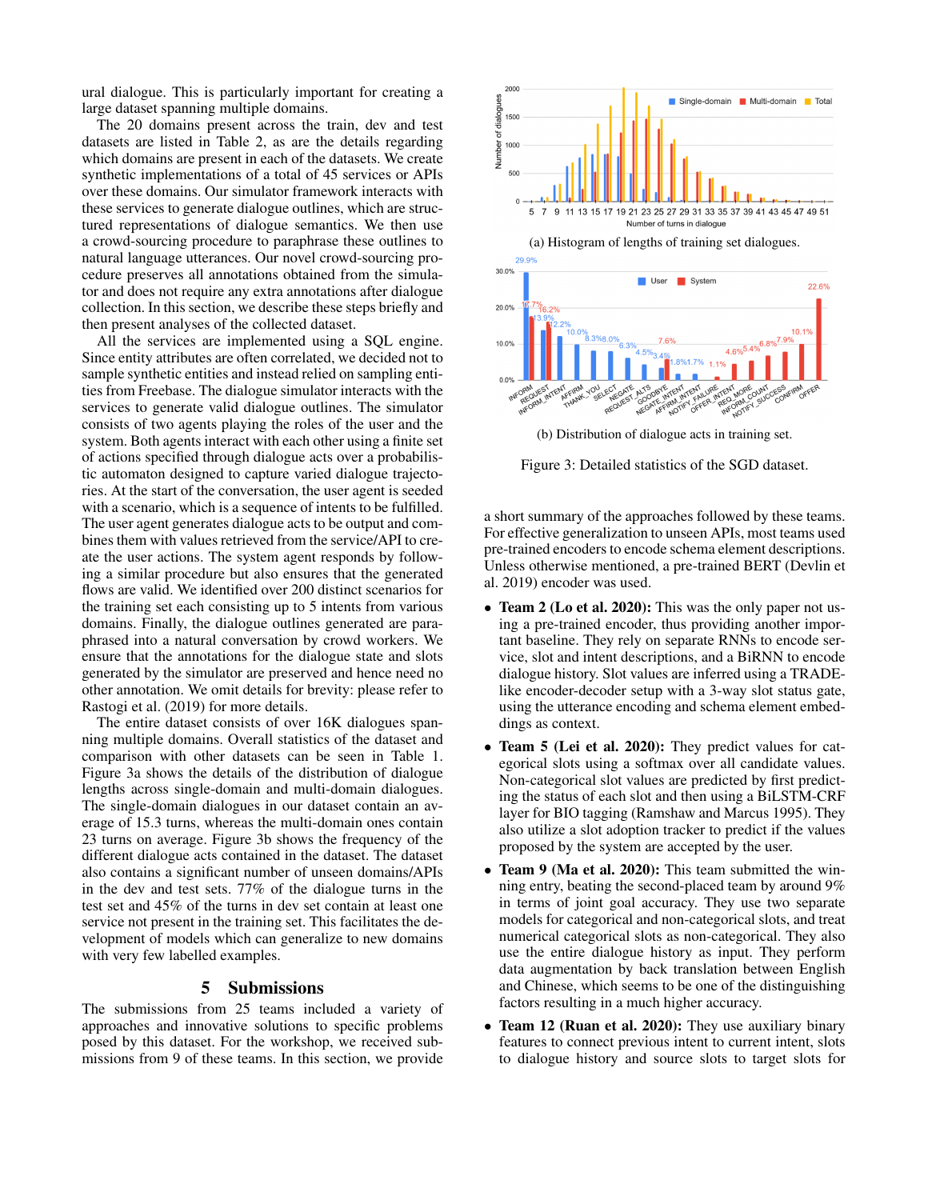ural dialogue. This is particularly important for creating a large dataset spanning multiple domains.

The 20 domains present across the train, dev and test datasets are listed in Table 2, as are the details regarding which domains are present in each of the datasets. We create synthetic implementations of a total of 45 services or APIs over these domains. Our simulator framework interacts with these services to generate dialogue outlines, which are structured representations of dialogue semantics. We then use a crowd-sourcing procedure to paraphrase these outlines to natural language utterances. Our novel crowd-sourcing procedure preserves all annotations obtained from the simulator and does not require any extra annotations after dialogue collection. In this section, we describe these steps briefly and then present analyses of the collected dataset.

All the services are implemented using a SQL engine. Since entity attributes are often correlated, we decided not to sample synthetic entities and instead relied on sampling entities from Freebase. The dialogue simulator interacts with the services to generate valid dialogue outlines. The simulator consists of two agents playing the roles of the user and the system. Both agents interact with each other using a finite set of actions specified through dialogue acts over a probabilistic automaton designed to capture varied dialogue trajectories. At the start of the conversation, the user agent is seeded with a scenario, which is a sequence of intents to be fulfilled. The user agent generates dialogue acts to be output and combines them with values retrieved from the service/API to create the user actions. The system agent responds by following a similar procedure but also ensures that the generated flows are valid. We identified over 200 distinct scenarios for the training set each consisting up to 5 intents from various domains. Finally, the dialogue outlines generated are paraphrased into a natural conversation by crowd workers. We ensure that the annotations for the dialogue state and slots generated by the simulator are preserved and hence need no other annotation. We omit details for brevity: please refer to Rastogi et al. (2019) for more details.

The entire dataset consists of over 16K dialogues spanning multiple domains. Overall statistics of the dataset and comparison with other datasets can be seen in Table 1. Figure 3a shows the details of the distribution of dialogue lengths across single-domain and multi-domain dialogues. The single-domain dialogues in our dataset contain an average of 15.3 turns, whereas the multi-domain ones contain 23 turns on average. Figure 3b shows the frequency of the different dialogue acts contained in the dataset. The dataset also contains a significant number of unseen domains/APIs in the dev and test sets. 77% of the dialogue turns in the test set and 45% of the turns in dev set contain at least one service not present in the training set. This facilitates the development of models which can generalize to new domains with very few labelled examples.

(a) Histogram of lengths of training set dialogues.

(b) Distribution of dialogue acts in training set.

Figure 3: Detailed statistics of the SGD dataset.

## 5 Submissions

The submissions from 25 teams included a variety of approaches and innovative solutions to specific problems posed by this dataset. For the workshop, we received submissions from 9 of these teams. In this section, we provide a short summary of the approaches followed by these teams. For effective generalization to unseen APIs, most teams used pre-trained encoders to encode schema element descriptions. Unless otherwise mentioned, a pre-trained BERT (Devlin et al. 2019) encoder was used.

- **Team 2 (Lo et al. 2020):** This was the only paper not using a pre-trained encoder, thus providing another important baseline. They rely on separate RNNs to encode service, slot and intent descriptions, and a BiRNN to encode dialogue history. Slot values are inferred using a TRADE-like encoder-decoder setup with a 3-way slot status gate, using the utterance encoding and schema element embeddings as context.
- **Team 5 (Lei et al. 2020):** They predict values for categorical slots using a softmax over all candidate values. Non-categorical slot values are predicted by first predicting the status of each slot and then using a BiLSTM-CRF layer for BIO tagging (Ramshaw and Marcus 1995). They also utilize a slot adoption tracker to predict if the values proposed by the system are accepted by the user.
- **Team 9 (Ma et al. 2020):** This team submitted the winning entry, beating the second-placed team by around 9% in terms of joint goal accuracy. They use two separate models for categorical and non-categorical slots, and treat numerical categorical slots as non-categorical. They also use the entire dialogue history as input. They perform data augmentation by back translation between English and Chinese, which seems to be one of the distinguishing factors resulting in a much higher accuracy.
- **Team 12 (Ruan et al. 2020):** They use auxiliary binary features to connect previous intent to current intent, slots to dialogue history and source slots to target slots for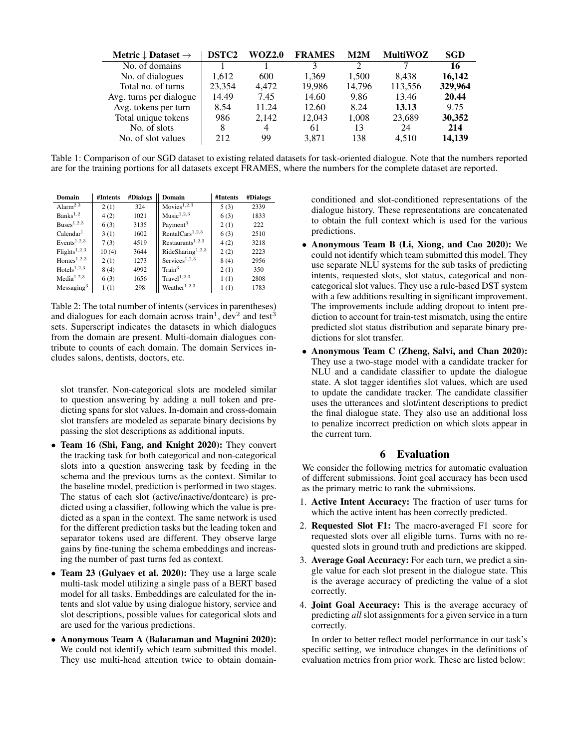| Metric ↓ Dataset → | DSTC2 | WOZ2.0 | FRAMES | M2M | MultiWOZ | SGD |
|---|---|---|---|---|---|---|
| No. of domains | 1 | 1 | 3 | 2 | 7 | **16** |
| No. of dialogues | 1,612 | 600 | 1,369 | 1,500 | 8,438 | **16,142** |
| Total no. of turns | 23,354 | 4,472 | 19,986 | 14,796 | 113,556 | **329,964** |
| Avg. turns per dialogue | 14.49 | 7.45 | 14.60 | 9.86 | 13.46 | **20.44** |
| Avg. tokens per turn | 8.54 | 11.24 | 12.60 | 8.24 | **13.13** | 9.75 |
| Total unique tokens | 986 | 2,142 | 12,043 | 1,008 | 23,689 | **30,352** |
| No. of slots | 8 | 4 | 61 | 13 | 24 | **214** |
| No. of slot values | 212 | 99 | 3,871 | 138 | 4,510 | **14,139** |

Table 1: Comparison of our SGD dataset to existing related datasets for task-oriented dialogue. Note that the numbers reported are for the training portions for all datasets except FRAMES, where the numbers for the complete dataset are reported.

| Domain | #Intents | #Dialogs | Domain | #Intents | #Dialogs |
|---|---|---|---|---|---|
| Alarm[2,3] | 2 (1) | 324 | Movies[1,2,3] | 5 (3) | 2339 |
| Banks[1,2] | 4 (2) | 1021 | Music[1,2,3] | 6 (3) | 1833 |
| Buses[1,2,3] | 6 (3) | 3135 | Payment[3] | 2 (1) | 222 |
| Calendar[1] | 3 (1) | 1602 | RentalCars[1,2,3] | 6 (3) | 2510 |
| Events[1,2,3] | 7 (3) | 4519 | Restaurants[1,2,3] | 4 (2) | 3218 |
| Flights[1,2,3] | 10 (4) | 3644 | RideSharing[1,2,3] | 2 (2) | 2223 |
| Homes[1,2,3] | 2 (1) | 1273 | Services[1,2,3] | 8 (4) | 2956 |
| Hotels[1,2,3] | 8 (4) | 4992 | Train[3] | 2 (1) | 350 |
| Media[1,2,3] | 6 (3) | 1656 | Travel[1,2,3] | 1 (1) | 2808 |
| Messaging[3] | 1 (1) | 298 | Weather[1,2,3] | 1 (1) | 1783 |

Table 2: The total number of intents (services in parentheses) and dialogues for each domain across train[1], dev[2] and test[3] sets. Superscript indicates the datasets in which dialogues from the domain are present. Multi-domain dialogues contribute to counts of each domain. The domain Services includes salons, dentists, doctors, etc.

slot transfer. Non-categorical slots are modeled similar to question answering by adding a null token and predicting spans for slot values. In-domain and cross-domain slot transfers are modeled as separate binary decisions by passing the slot descriptions as additional inputs.

- **Team 16 (Shi, Fang, and Knight 2020):** They convert the tracking task for both categorical and non-categorical slots into a question answering task by feeding in the schema and the previous turns as the context. Similar to the baseline model, prediction is performed in two stages. The status of each slot (active/inactive/dontcare) is predicted using a classifier, following which the value is predicted as a span in the context. The same network is used for the different prediction tasks but the leading token and separator tokens used are different. They observe large gains by fine-tuning the schema embeddings and increasing the number of past turns fed as context.
- **Team 23 (Gulyaev et al. 2020):** They use a large scale multi-task model utilizing a single pass of a BERT based model for all tasks. Embeddings are calculated for the intents and slot value by using dialogue history, service and slot descriptions, possible values for categorical slots and are used for the various predictions.
- **Anonymous Team A (Balaraman and Magnini 2020):** We could not identify which team submitted this model. They use multi-head attention twice to obtain domain-conditioned and slot-conditioned representations of the dialogue history. These representations are concatenated to obtain the full context which is used for the various predictions.
- **Anonymous Team B (Li, Xiong, and Cao 2020):** We could not identify which team submitted this model. They use separate NLU systems for the sub tasks of predicting intents, requested slots, slot status, categorical and non-categorical slot values. They use a rule-based DST system with a few additions resulting in significant improvement. The improvements include adding dropout to intent prediction to account for train-test mismatch, using the entire predicted slot status distribution and separate binary predictions for slot transfer.
- **Anonymous Team C (Zheng, Salvi, and Chan 2020):** They use a two-stage model with a candidate tracker for NLU and a candidate classifier to update the dialogue state. A slot tagger identifies slot values, which are used to update the candidate tracker. The candidate classifier uses the utterances and slot/intent descriptions to predict the final dialogue state. They also use an additional loss to penalize incorrect prediction on which slots appear in the current turn.

## 6 Evaluation

We consider the following metrics for automatic evaluation of different submissions. Joint goal accuracy has been used as the primary metric to rank the submissions.

1. **Active Intent Accuracy:** The fraction of user turns for which the active intent has been correctly predicted.
2. **Requested Slot F1:** The macro-averaged F1 score for requested slots over all eligible turns. Turns with no requested slots in ground truth and predictions are skipped.
3. **Average Goal Accuracy:** For each turn, we predict a single value for each slot present in the dialogue state. This is the average accuracy of predicting the value of a slot correctly.
4. **Joint Goal Accuracy:** This is the average accuracy of predicting *all* slot assignments for a given service in a turn correctly.

In order to better reflect model performance in our task's specific setting, we introduce changes in the definitions of evaluation metrics from prior work. These are listed below: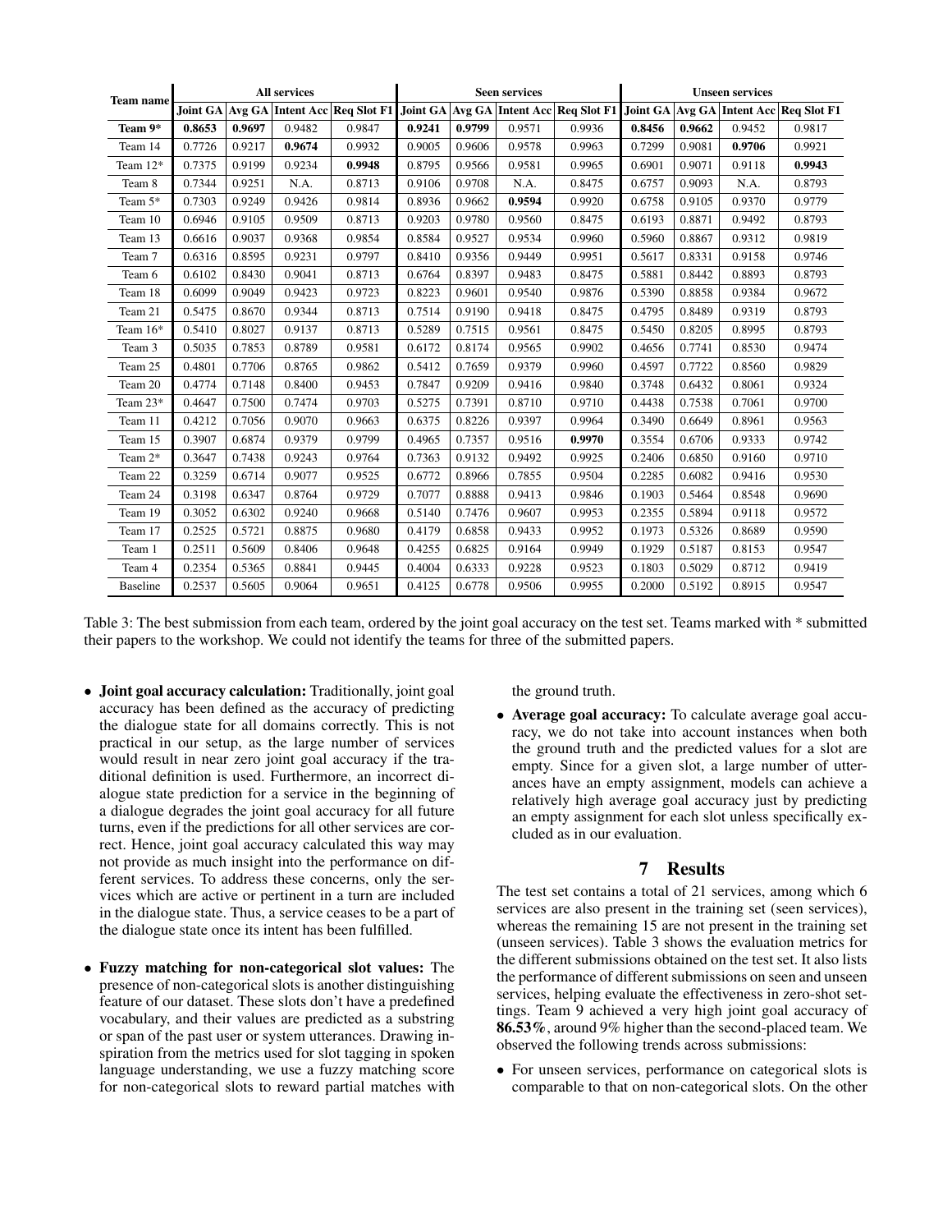| Team name | All services | | | | Seen services | | | | Unseen services | | | |
|---|---|---|---|---|---|---|---|---|---|---|---|---|
| | Joint GA | Avg GA | Intent Acc | Req Slot F1 | Joint GA | Avg GA | Intent Acc | Req Slot F1 | Joint GA | Avg GA | Intent Acc | Req Slot F1 |
| **Team 9*** | **0.8653** | **0.9697** | 0.9482 | 0.9847 | **0.9241** | **0.9799** | 0.9571 | 0.9936 | **0.8456** | **0.9662** | 0.9452 | 0.9817 |
| Team 14 | 0.7726 | 0.9217 | **0.9674** | 0.9932 | 0.9005 | 0.9606 | 0.9578 | 0.9963 | 0.7299 | 0.9081 | **0.9706** | 0.9921 |
| Team 12* | 0.7375 | 0.9199 | 0.9234 | **0.9948** | 0.8795 | 0.9566 | 0.9581 | 0.9965 | 0.6901 | 0.9071 | 0.9118 | **0.9943** |
| Team 8 | 0.7344 | 0.9251 | N.A. | 0.8713 | 0.9106 | 0.9708 | N.A. | 0.8475 | 0.6757 | 0.9093 | N.A. | 0.8793 |
| Team 5* | 0.7303 | 0.9249 | 0.9426 | 0.9814 | 0.8936 | 0.9662 | **0.9594** | 0.9920 | 0.6758 | 0.9105 | 0.9370 | 0.9779 |
| Team 10 | 0.6946 | 0.9105 | 0.9509 | 0.8713 | 0.9203 | 0.9780 | 0.9560 | 0.8475 | 0.6193 | 0.8871 | 0.9492 | 0.8793 |
| Team 13 | 0.6616 | 0.9037 | 0.9368 | 0.9854 | 0.8584 | 0.9527 | 0.9534 | 0.9960 | 0.5960 | 0.8867 | 0.9312 | 0.9819 |
| Team 7 | 0.6316 | 0.8595 | 0.9231 | 0.9797 | 0.8410 | 0.9356 | 0.9449 | 0.9951 | 0.5617 | 0.8331 | 0.9158 | 0.9746 |
| Team 6 | 0.6102 | 0.8430 | 0.9041 | 0.8713 | 0.6764 | 0.8397 | 0.9483 | 0.8475 | 0.5881 | 0.8442 | 0.8893 | 0.8793 |
| Team 18 | 0.6099 | 0.9049 | 0.9423 | 0.9723 | 0.8223 | 0.9601 | 0.9540 | 0.9876 | 0.5390 | 0.8858 | 0.9384 | 0.9672 |
| Team 21 | 0.5475 | 0.8670 | 0.9344 | 0.8713 | 0.7514 | 0.9190 | 0.9418 | 0.8475 | 0.4795 | 0.8489 | 0.9319 | 0.8793 |
| Team 16* | 0.5410 | 0.8027 | 0.9137 | 0.8713 | 0.5289 | 0.7515 | 0.9561 | 0.8475 | 0.5450 | 0.8205 | 0.8995 | 0.8793 |
| Team 3 | 0.5035 | 0.7853 | 0.8789 | 0.9581 | 0.6172 | 0.8174 | 0.9565 | 0.9902 | 0.4656 | 0.7741 | 0.8530 | 0.9474 |
| Team 25 | 0.4801 | 0.7706 | 0.8765 | 0.9862 | 0.5412 | 0.7659 | 0.9379 | 0.9960 | 0.4597 | 0.7722 | 0.8560 | 0.9829 |
| Team 20 | 0.4774 | 0.7148 | 0.8400 | 0.9453 | 0.7847 | 0.9209 | 0.9416 | 0.9840 | 0.3748 | 0.6432 | 0.8061 | 0.9324 |
| Team 23* | 0.4647 | 0.7500 | 0.7474 | 0.9703 | 0.5275 | 0.7391 | 0.8710 | 0.9710 | 0.4438 | 0.7538 | 0.7061 | 0.9700 |
| Team 11 | 0.4212 | 0.7056 | 0.9070 | 0.9663 | 0.6375 | 0.8226 | 0.9397 | 0.9964 | 0.3490 | 0.6649 | 0.8961 | 0.9563 |
| Team 15 | 0.3907 | 0.6874 | 0.9379 | 0.9799 | 0.4965 | 0.7357 | 0.9516 | **0.9970** | 0.3554 | 0.6706 | 0.9333 | 0.9742 |
| Team 2* | 0.3647 | 0.7438 | 0.9243 | 0.9764 | 0.7363 | 0.9132 | 0.9492 | 0.9925 | 0.2406 | 0.6850 | 0.9160 | 0.9710 |
| Team 22 | 0.3259 | 0.6714 | 0.9077 | 0.9525 | 0.6772 | 0.8966 | 0.7855 | 0.9504 | 0.2285 | 0.6082 | 0.9416 | 0.9530 |
| Team 24 | 0.3198 | 0.6347 | 0.8764 | 0.9729 | 0.7077 | 0.8888 | 0.9413 | 0.9846 | 0.1903 | 0.5464 | 0.8548 | 0.9690 |
| Team 19 | 0.3052 | 0.6302 | 0.9240 | 0.9668 | 0.5140 | 0.7476 | 0.9607 | 0.9953 | 0.2355 | 0.5894 | 0.9118 | 0.9572 |
| Team 17 | 0.2525 | 0.5721 | 0.8875 | 0.9680 | 0.4179 | 0.6858 | 0.9433 | 0.9952 | 0.1973 | 0.5326 | 0.8689 | 0.9590 |
| Team 1 | 0.2511 | 0.5609 | 0.8406 | 0.9648 | 0.4255 | 0.6825 | 0.9164 | 0.9949 | 0.1929 | 0.5187 | 0.8153 | 0.9547 |
| Team 4 | 0.2354 | 0.5365 | 0.8841 | 0.9445 | 0.4004 | 0.6333 | 0.9228 | 0.9523 | 0.1803 | 0.5029 | 0.8712 | 0.9419 |
| Baseline | 0.2537 | 0.5605 | 0.9064 | 0.9651 | 0.4125 | 0.6778 | 0.9506 | 0.9955 | 0.2000 | 0.5192 | 0.8915 | 0.9547 |

Table 3: The best submission from each team, ordered by the joint goal accuracy on the test set. Teams marked with * submitted their papers to the workshop. We could not identify the teams for three of the submitted papers.

- **Joint goal accuracy calculation:** Traditionally, joint goal accuracy has been defined as the accuracy of predicting the dialogue state for all domains correctly. This is not practical in our setup, as the large number of services would result in near zero joint goal accuracy if the traditional definition is used. Furthermore, an incorrect dialogue state prediction for a service in the beginning of a dialogue degrades the joint goal accuracy for all future turns, even if the predictions for all other services are correct. Hence, joint goal accuracy calculated this way may not provide as much insight into the performance on different services. To address these concerns, only the services which are active or pertinent in a turn are included in the dialogue state. Thus, a service ceases to be a part of the dialogue state once its intent has been fulfilled.

- **Fuzzy matching for non-categorical slot values:** The presence of non-categorical slots is another distinguishing feature of our dataset. These slots don't have a predefined vocabulary, and their values are predicted as a substring or span of the past user or system utterances. Drawing inspiration from the metrics used for slot tagging in spoken language understanding, we use a fuzzy matching score for non-categorical slots to reward partial matches with the ground truth.

- **Average goal accuracy:** To calculate average goal accuracy, we do not take into account instances when both the ground truth and the predicted values for a slot are empty. Since for a given slot, a large number of utterances have an empty assignment, models can achieve a relatively high average goal accuracy just by predicting an empty assignment for each slot unless specifically excluded as in our evaluation.

## 7 Results

The test set contains a total of 21 services, among which 6 services are also present in the training set (seen services), whereas the remaining 15 are not present in the training set (unseen services). Table 3 shows the evaluation metrics for the different submissions obtained on the test set. It also lists the performance of different submissions on seen and unseen services, helping evaluate the effectiveness in zero-shot settings. Team 9 achieved a very high joint goal accuracy of **86.53%**, around 9% higher than the second-placed team. We observed the following trends across submissions:

- For unseen services, performance on categorical slots is comparable to that on non-categorical slots. On the other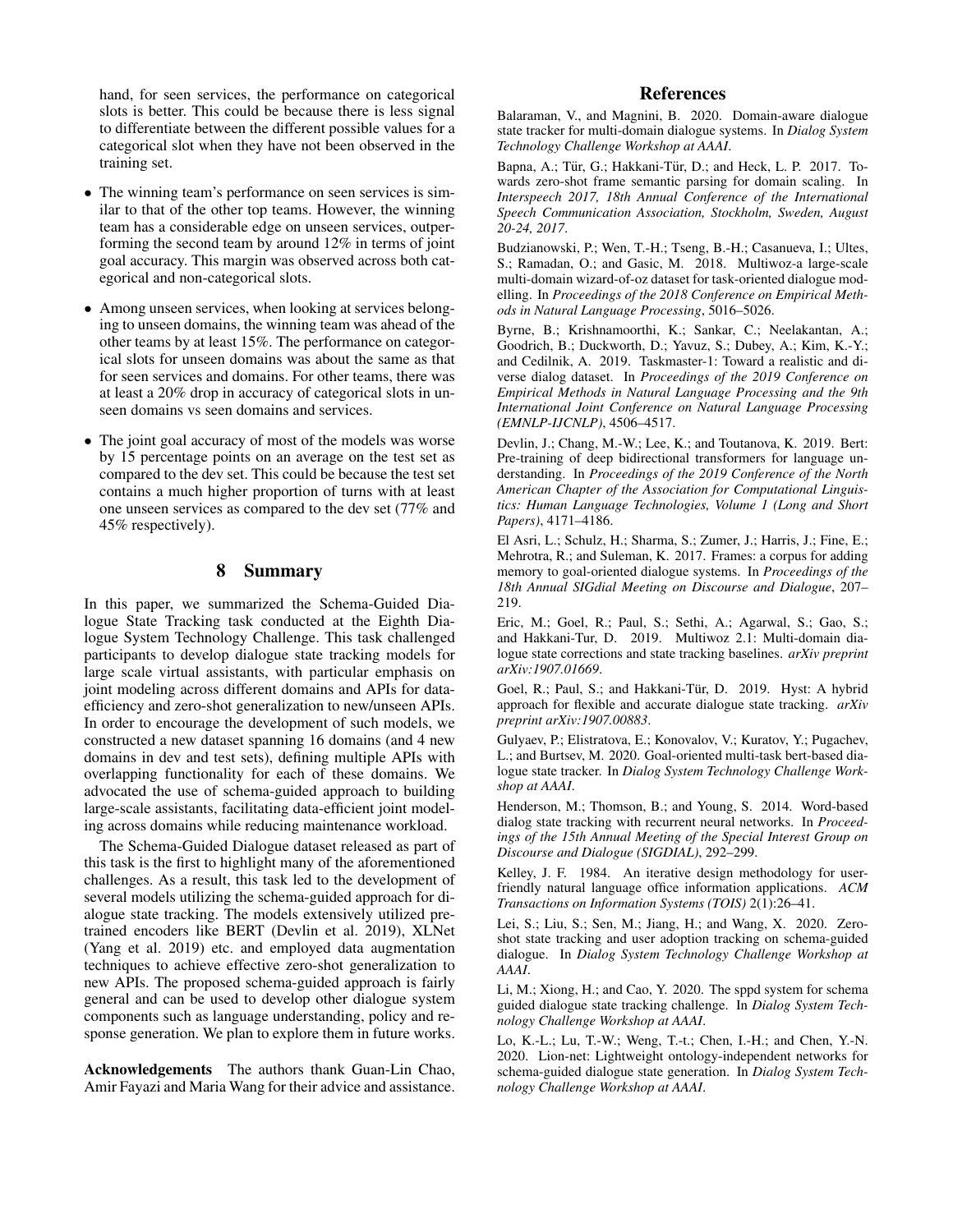hand, for seen services, the performance on categorical slots is better. This could be because there is less signal to differentiate between the different possible values for a categorical slot when they have not been observed in the training set.

- The winning team's performance on seen services is similar to that of the other top teams. However, the winning team has a considerable edge on unseen services, outperforming the second team by around 12% in terms of joint goal accuracy. This margin was observed across both categorical and non-categorical slots.
- Among unseen services, when looking at services belonging to unseen domains, the winning team was ahead of the other teams by at least 15%. The performance on categorical slots for unseen domains was about the same as that for seen services and domains. For other teams, there was at least a 20% drop in accuracy of categorical slots in unseen domains vs seen domains and services.
- The joint goal accuracy of most of the models was worse by 15 percentage points on an average on the test set as compared to the dev set. This could be because the test set contains a much higher proportion of turns with at least one unseen services as compared to the dev set (77% and 45% respectively).

## 8 Summary

In this paper, we summarized the Schema-Guided Dialogue State Tracking task conducted at the Eighth Dialogue System Technology Challenge. This task challenged participants to develop dialogue state tracking models for large scale virtual assistants, with particular emphasis on joint modeling across different domains and APIs for data-efficiency and zero-shot generalization to new/unseen APIs. In order to encourage the development of such models, we constructed a new dataset spanning 16 domains (and 4 new domains in dev and test sets), defining multiple APIs with overlapping functionality for each of these domains. We advocated the use of schema-guided approach to building large-scale assistants, facilitating data-efficient joint modeling across domains while reducing maintenance workload.

The Schema-Guided Dialogue dataset released as part of this task is the first to highlight many of the aforementioned challenges. As a result, this task led to the development of several models utilizing the schema-guided approach for dialogue state tracking. The models extensively utilized pre-trained encoders like BERT (Devlin et al. 2019), XLNet (Yang et al. 2019) etc. and employed data augmentation techniques to achieve effective zero-shot generalization to new APIs. The proposed schema-guided approach is fairly general and can be used to develop other dialogue system components such as language understanding, policy and response generation. We plan to explore them in future works.

**Acknowledgements** The authors thank Guan-Lin Chao, Amir Fayazi and Maria Wang for their advice and assistance.

## References

Balaraman, V., and Magnini, B. 2020. Domain-aware dialogue state tracker for multi-domain dialogue systems. In *Dialog System Technology Challenge Workshop at AAAI*.

Bapna, A.; Tür, G.; Hakkani-Tür, D.; and Heck, L. P. 2017. Towards zero-shot frame semantic parsing for domain scaling. In *Interspeech 2017, 18th Annual Conference of the International Speech Communication Association, Stockholm, Sweden, August 20-24, 2017*.

Budzianowski, P.; Wen, T.-H.; Tseng, B.-H.; Casanueva, I.; Ultes, S.; Ramadan, O.; and Gasic, M. 2018. Multiwoz-a large-scale multi-domain wizard-of-oz dataset for task-oriented dialogue modelling. In *Proceedings of the 2018 Conference on Empirical Methods in Natural Language Processing*, 5016–5026.

Byrne, B.; Krishnamoorthi, K.; Sankar, C.; Neelakantan, A.; Goodrich, B.; Duckworth, D.; Yavuz, S.; Dubey, A.; Kim, K.-Y.; and Cedilnik, A. 2019. Taskmaster-1: Toward a realistic and diverse dialog dataset. In *Proceedings of the 2019 Conference on Empirical Methods in Natural Language Processing and the 9th International Joint Conference on Natural Language Processing (EMNLP-IJCNLP)*, 4506–4517.

Devlin, J.; Chang, M.-W.; Lee, K.; and Toutanova, K. 2019. Bert: Pre-training of deep bidirectional transformers for language understanding. In *Proceedings of the 2019 Conference of the North American Chapter of the Association for Computational Linguistics: Human Language Technologies, Volume 1 (Long and Short Papers)*, 4171–4186.

El Asri, L.; Schulz, H.; Sharma, S.; Zumer, J.; Harris, J.; Fine, E.; Mehrotra, R.; and Suleman, K. 2017. Frames: a corpus for adding memory to goal-oriented dialogue systems. In *Proceedings of the 18th Annual SIGdial Meeting on Discourse and Dialogue*, 207–219.

Eric, M.; Goel, R.; Paul, S.; Sethi, A.; Agarwal, S.; Gao, S.; and Hakkani-Tur, D. 2019. Multiwoz 2.1: Multi-domain dialogue state corrections and state tracking baselines. *arXiv preprint arXiv:1907.01669*.

Goel, R.; Paul, S.; and Hakkani-Tür, D. 2019. Hyst: A hybrid approach for flexible and accurate dialogue state tracking. *arXiv preprint arXiv:1907.00883*.

Gulyaev, P.; Elistratova, E.; Konovalov, V.; Kuratov, Y.; Pugachev, L.; and Burtsev, M. 2020. Goal-oriented multi-task bert-based dialogue state tracker. In *Dialog System Technology Challenge Workshop at AAAI*.

Henderson, M.; Thomson, B.; and Young, S. 2014. Word-based dialog state tracking with recurrent neural networks. In *Proceedings of the 15th Annual Meeting of the Special Interest Group on Discourse and Dialogue (SIGDIAL)*, 292–299.

Kelley, J. F. 1984. An iterative design methodology for user-friendly natural language office information applications. *ACM Transactions on Information Systems (TOIS)* 2(1):26–41.

Lei, S.; Liu, S.; Sen, M.; Jiang, H.; and Wang, X. 2020. Zero-shot state tracking and user adoption tracking on schema-guided dialogue. In *Dialog System Technology Challenge Workshop at AAAI*.

Li, M.; Xiong, H.; and Cao, Y. 2020. The sppd system for schema guided dialogue state tracking challenge. In *Dialog System Technology Challenge Workshop at AAAI*.

Lo, K.-L.; Lu, T.-W.; Weng, T.-t.; Chen, I.-H.; and Chen, Y.-N. 2020. Lion-net: Lightweight ontology-independent networks for schema-guided dialogue state generation. In *Dialog System Technology Challenge Workshop at AAAI*.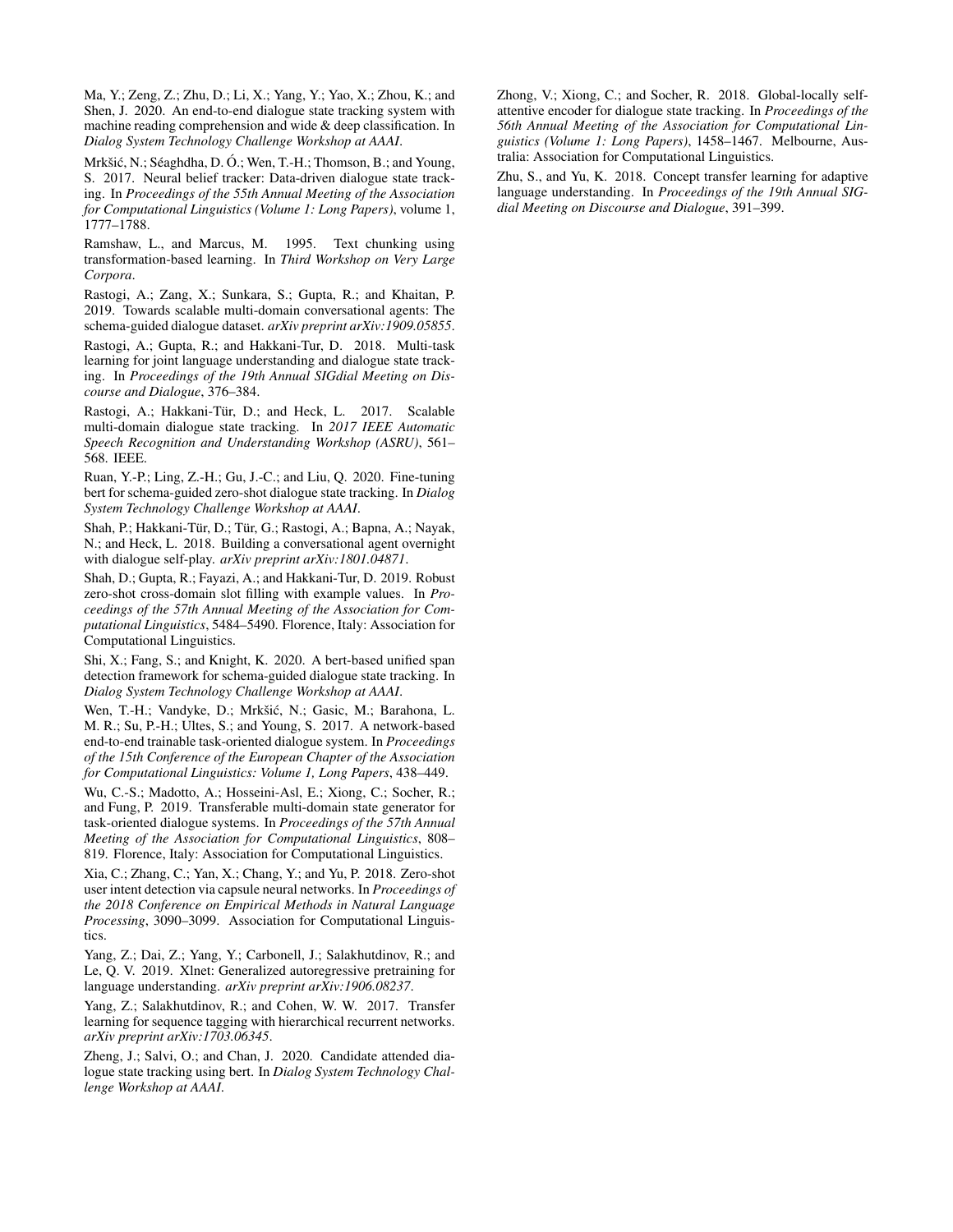Ma, Y.; Zeng, Z.; Zhu, D.; Li, X.; Yang, Y.; Yao, X.; Zhou, K.; and Shen, J. 2020. An end-to-end dialogue state tracking system with machine reading comprehension and wide & deep classification. In *Dialog System Technology Challenge Workshop at AAAI*.

Mrkšić, N.; Séaghdha, D. Ó.; Wen, T.-H.; Thomson, B.; and Young, S. 2017. Neural belief tracker: Data-driven dialogue state tracking. In *Proceedings of the 55th Annual Meeting of the Association for Computational Linguistics (Volume 1: Long Papers)*, volume 1, 1777–1788.

Ramshaw, L., and Marcus, M. 1995. Text chunking using transformation-based learning. In *Third Workshop on Very Large Corpora*.

Rastogi, A.; Zang, X.; Sunkara, S.; Gupta, R.; and Khaitan, P. 2019. Towards scalable multi-domain conversational agents: The schema-guided dialogue dataset. *arXiv preprint arXiv:1909.05855*.

Rastogi, A.; Gupta, R.; and Hakkani-Tur, D. 2018. Multi-task learning for joint language understanding and dialogue state tracking. In *Proceedings of the 19th Annual SIGdial Meeting on Discourse and Dialogue*, 376–384.

Rastogi, A.; Hakkani-Tür, D.; and Heck, L. 2017. Scalable multi-domain dialogue state tracking. In *2017 IEEE Automatic Speech Recognition and Understanding Workshop (ASRU)*, 561–568. IEEE.

Ruan, Y.-P.; Ling, Z.-H.; Gu, J.-C.; and Liu, Q. 2020. Fine-tuning bert for schema-guided zero-shot dialogue state tracking. In *Dialog System Technology Challenge Workshop at AAAI*.

Shah, P.; Hakkani-Tür, D.; Tür, G.; Rastogi, A.; Bapna, A.; Nayak, N.; and Heck, L. 2018. Building a conversational agent overnight with dialogue self-play. *arXiv preprint arXiv:1801.04871*.

Shah, D.; Gupta, R.; Fayazi, A.; and Hakkani-Tur, D. 2019. Robust zero-shot cross-domain slot filling with example values. In *Proceedings of the 57th Annual Meeting of the Association for Computational Linguistics*, 5484–5490. Florence, Italy: Association for Computational Linguistics.

Shi, X.; Fang, S.; and Knight, K. 2020. A bert-based unified span detection framework for schema-guided dialogue state tracking. In *Dialog System Technology Challenge Workshop at AAAI*.

Wen, T.-H.; Vandyke, D.; Mrkšić, N.; Gasic, M.; Barahona, L. M. R.; Su, P.-H.; Ultes, S.; and Young, S. 2017. A network-based end-to-end trainable task-oriented dialogue system. In *Proceedings of the 15th Conference of the European Chapter of the Association for Computational Linguistics: Volume 1, Long Papers*, 438–449.

Wu, C.-S.; Madotto, A.; Hosseini-Asl, E.; Xiong, C.; Socher, R.; and Fung, P. 2019. Transferable multi-domain state generator for task-oriented dialogue systems. In *Proceedings of the 57th Annual Meeting of the Association for Computational Linguistics*, 808–819. Florence, Italy: Association for Computational Linguistics.

Xia, C.; Zhang, C.; Yan, X.; Chang, Y.; and Yu, P. 2018. Zero-shot user intent detection via capsule neural networks. In *Proceedings of the 2018 Conference on Empirical Methods in Natural Language Processing*, 3090–3099. Association for Computational Linguistics.

Yang, Z.; Dai, Z.; Yang, Y.; Carbonell, J.; Salakhutdinov, R.; and Le, Q. V. 2019. Xlnet: Generalized autoregressive pretraining for language understanding. *arXiv preprint arXiv:1906.08237*.

Yang, Z.; Salakhutdinov, R.; and Cohen, W. W. 2017. Transfer learning for sequence tagging with hierarchical recurrent networks. *arXiv preprint arXiv:1703.06345*.

Zheng, J.; Salvi, O.; and Chan, J. 2020. Candidate attended dialogue state tracking using bert. In *Dialog System Technology Challenge Workshop at AAAI*.

Zhong, V.; Xiong, C.; and Socher, R. 2018. Global-locally self-attentive encoder for dialogue state tracking. In *Proceedings of the 56th Annual Meeting of the Association for Computational Linguistics (Volume 1: Long Papers)*, 1458–1467. Melbourne, Australia: Association for Computational Linguistics.

Zhu, S., and Yu, K. 2018. Concept transfer learning for adaptive language understanding. In *Proceedings of the 19th Annual SIGdial Meeting on Discourse and Dialogue*, 391–399.